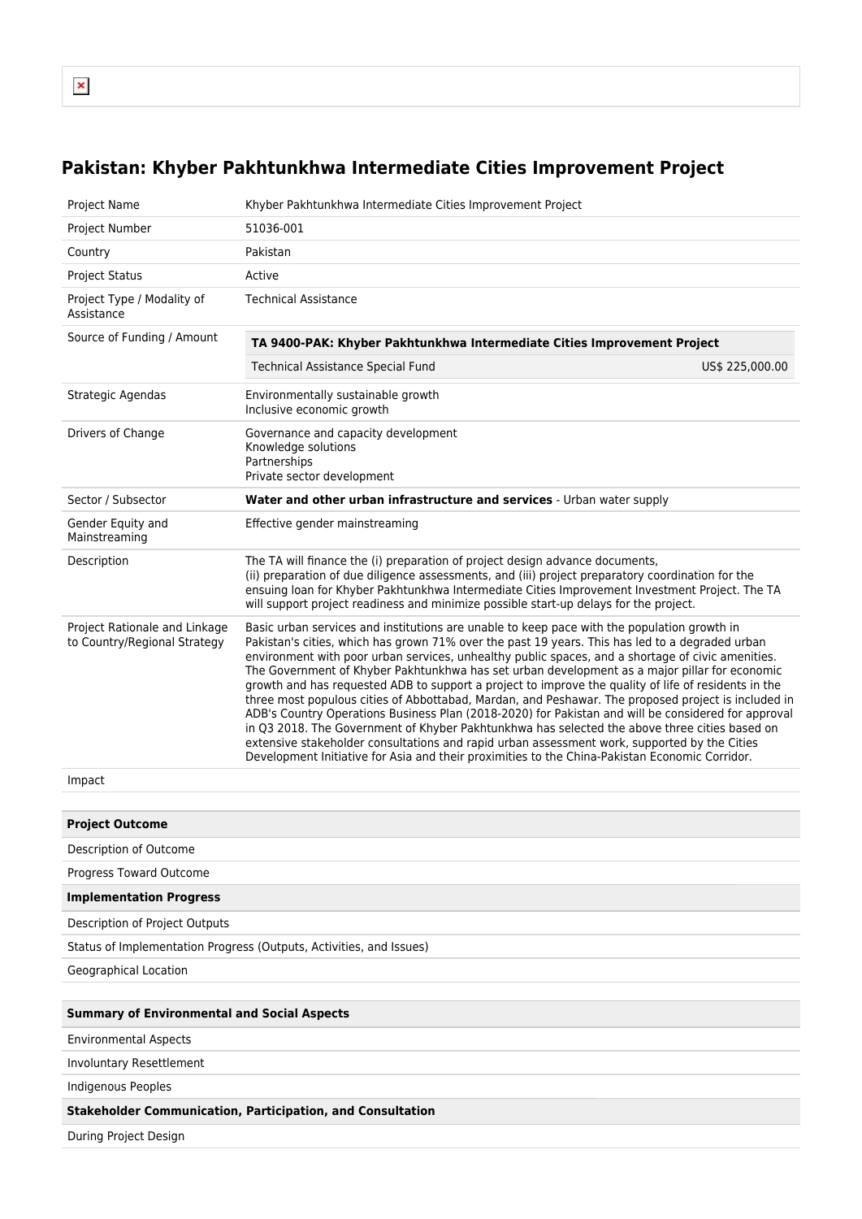# Pakistan: Khyber Pakhtunkhwa Intermediate Cities Improvement Project

| | |
|---|---|
| Project Name | Khyber Pakhtunkhwa Intermediate Cities Improvement Project |
| Project Number | 51036-001 |
| Country | Pakistan |
| Project Status | Active |
| Project Type / Modality of Assistance | Technical Assistance |
| Source of Funding / Amount | **TA 9400-PAK: Khyber Pakhtunkhwa Intermediate Cities Improvement Project**<br>Technical Assistance Special Fund US$ 225,000.00 |
| Strategic Agendas | Environmentally sustainable growth<br>Inclusive economic growth |
| Drivers of Change | Governance and capacity development<br>Knowledge solutions<br>Partnerships<br>Private sector development |
| Sector / Subsector | **Water and other urban infrastructure and services** - Urban water supply |
| Gender Equity and Mainstreaming | Effective gender mainstreaming |
| Description | The TA will finance the (i) preparation of project design advance documents,<br>(ii) preparation of due diligence assessments, and (iii) project preparatory coordination for the ensuing loan for Khyber Pakhtunkhwa Intermediate Cities Improvement Investment Project. The TA will support project readiness and minimize possible start-up delays for the project. |
| Project Rationale and Linkage to Country/Regional Strategy | Basic urban services and institutions are unable to keep pace with the population growth in Pakistan's cities, which has grown 71% over the past 19 years. This has led to a degraded urban environment with poor urban services, unhealthy public spaces, and a shortage of civic amenities. The Government of Khyber Pakhtunkhwa has set urban development as a major pillar for economic growth and has requested ADB to support a project to improve the quality of life of residents in the three most populous cities of Abbottabad, Mardan, and Peshawar. The proposed project is included in ADB's Country Operations Business Plan (2018-2020) for Pakistan and will be considered for approval in Q3 2018. The Government of Khyber Pakhtunkhwa has selected the above three cities based on extensive stakeholder consultations and rapid urban assessment work, supported by the Cities Development Initiative for Asia and their proximities to the China-Pakistan Economic Corridor. |
| Impact | |

| **Project Outcome** | |
|---|---|
| Description of Outcome | |
| Progress Toward Outcome | |
| **Implementation Progress** | |
| Description of Project Outputs | |
| Status of Implementation Progress (Outputs, Activities, and Issues) | |
| Geographical Location | |

| **Summary of Environmental and Social Aspects** | |
|---|---|
| Environmental Aspects | |
| Involuntary Resettlement | |
| Indigenous Peoples | |
| **Stakeholder Communication, Participation, and Consultation** | |
| During Project Design | |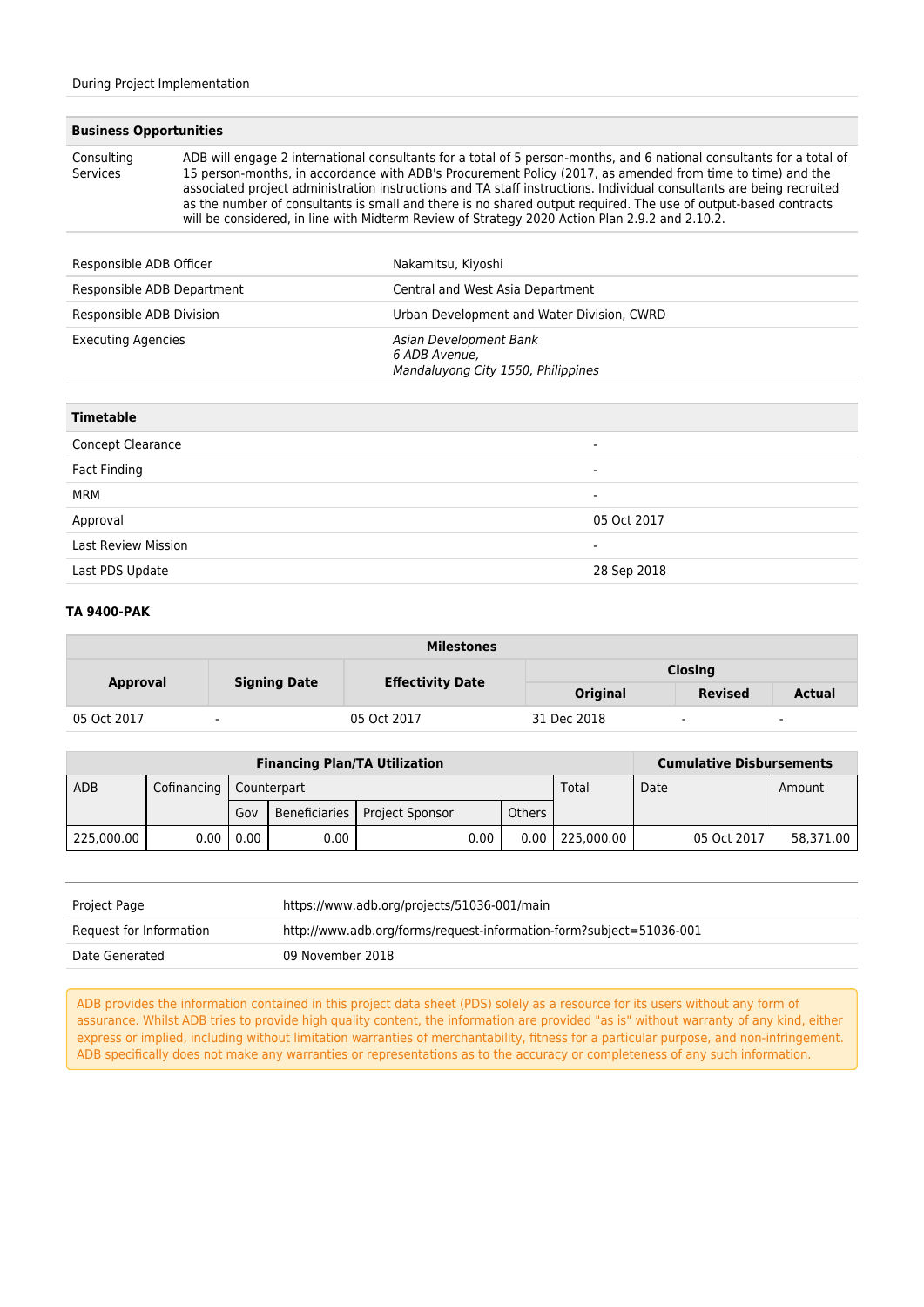During Project Implementation

| Business Opportunities | |
|---|---|
| Consulting Services | ADB will engage 2 international consultants for a total of 5 person-months, and 6 national consultants for a total of 15 person-months, in accordance with ADB's Procurement Policy (2017, as amended from time to time) and the associated project administration instructions and TA staff instructions. Individual consultants are being recruited as the number of consultants is small and there is no shared output required. The use of output-based contracts will be considered, in line with Midterm Review of Strategy 2020 Action Plan 2.9.2 and 2.10.2. |

| | |
|---|---|
| Responsible ADB Officer | Nakamitsu, Kiyoshi |
| Responsible ADB Department | Central and West Asia Department |
| Responsible ADB Division | Urban Development and Water Division, CWRD |
| Executing Agencies | *Asian Development Bank*<br>*6 ADB Avenue,*<br>*Mandaluyong City 1550, Philippines* |

| Timetable | |
|---|---|
| Concept Clearance | - |
| Fact Finding | - |
| MRM | - |
| Approval | 05 Oct 2017 |
| Last Review Mission | - |
| Last PDS Update | 28 Sep 2018 |

**TA 9400-PAK**

| Milestones | | | | | |
|---|---|---|---|---|---|
| Approval | Signing Date | Effectivity Date | Closing | | |
| | | | Original | Revised | Actual |
| 05 Oct 2017 | - | 05 Oct 2017 | 31 Dec 2018 | - | - |

| Financing Plan/TA Utilization | | | | | | | Cumulative Disbursements | |
|---|---|---|---|---|---|---|---|---|
| ADB | Cofinancing | Counterpart | | | | Total | Date | Amount |
| | | Gov | Beneficiaries | Project Sponsor | Others | | | |
| 225,000.00 | 0.00 | 0.00 | 0.00 | 0.00 | 0.00 | 225,000.00 | 05 Oct 2017 | 58,371.00 |

| | |
|---|---|
| Project Page | https://www.adb.org/projects/51036-001/main |
| Request for Information | http://www.adb.org/forms/request-information-form?subject=51036-001 |
| Date Generated | 09 November 2018 |

ADB provides the information contained in this project data sheet (PDS) solely as a resource for its users without any form of assurance. Whilst ADB tries to provide high quality content, the information are provided "as is" without warranty of any kind, either express or implied, including without limitation warranties of merchantability, fitness for a particular purpose, and non-infringement. ADB specifically does not make any warranties or representations as to the accuracy or completeness of any such information.